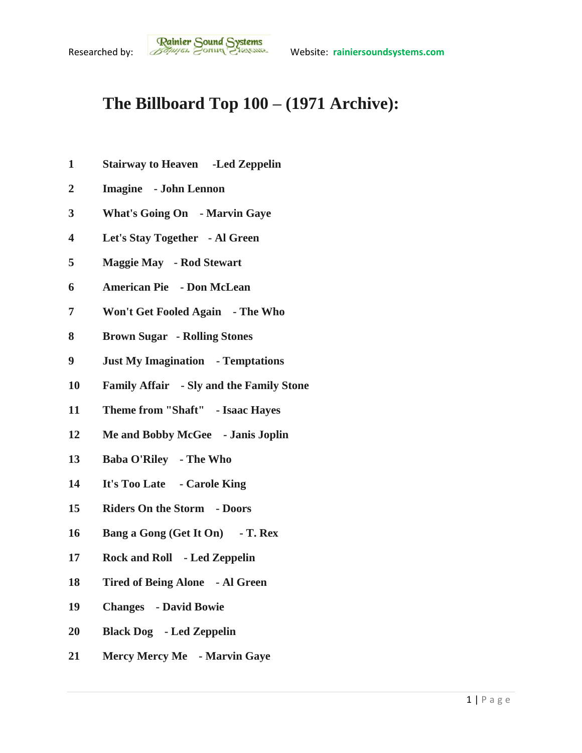Researched by: Rainier Sound Systems Website: rainiersoundsystems.com

# The Billboard Top 100 – (1971 Archive):

1 **Stairway to Heaven -Led Zeppelin**

2 **Imagine - John Lennon**

3 **What's Going On - Marvin Gaye**

4 **Let's Stay Together - Al Green**

5 **Maggie May - Rod Stewart**

6 **American Pie - Don McLean**

7 **Won't Get Fooled Again - The Who**

8 **Brown Sugar - Rolling Stones**

9 **Just My Imagination - Temptations**

10 **Family Affair - Sly and the Family Stone**

11 **Theme from "Shaft" - Isaac Hayes**

12 **Me and Bobby McGee - Janis Joplin**

13 **Baba O'Riley - The Who**

14 **It's Too Late - Carole King**

15 **Riders On the Storm - Doors**

16 **Bang a Gong (Get It On) - T. Rex**

17 **Rock and Roll - Led Zeppelin**

18 **Tired of Being Alone - Al Green**

19 **Changes - David Bowie**

20 **Black Dog - Led Zeppelin**

21 **Mercy Mercy Me - Marvin Gaye**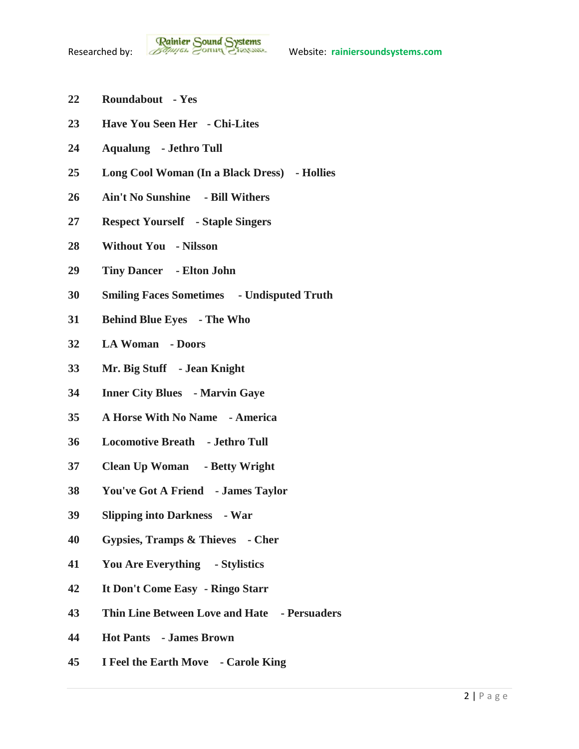**22 Roundabout - Yes**

**23 Have You Seen Her - Chi-Lites**

**24 Aqualung - Jethro Tull**

**25 Long Cool Woman (In a Black Dress) - Hollies**

**26 Ain't No Sunshine - Bill Withers**

**27 Respect Yourself - Staple Singers**

**28 Without You - Nilsson**

**29 Tiny Dancer - Elton John**

**30 Smiling Faces Sometimes - Undisputed Truth**

**31 Behind Blue Eyes - The Who**

**32 LA Woman - Doors**

**33 Mr. Big Stuff - Jean Knight**

**34 Inner City Blues - Marvin Gaye**

**35 A Horse With No Name - America**

**36 Locomotive Breath - Jethro Tull**

**37 Clean Up Woman - Betty Wright**

**38 You've Got A Friend - James Taylor**

**39 Slipping into Darkness - War**

**40 Gypsies, Tramps & Thieves - Cher**

**41 You Are Everything - Stylistics**

**42 It Don't Come Easy - Ringo Starr**

**43 Thin Line Between Love and Hate - Persuaders**

**44 Hot Pants - James Brown**

**45 I Feel the Earth Move - Carole King**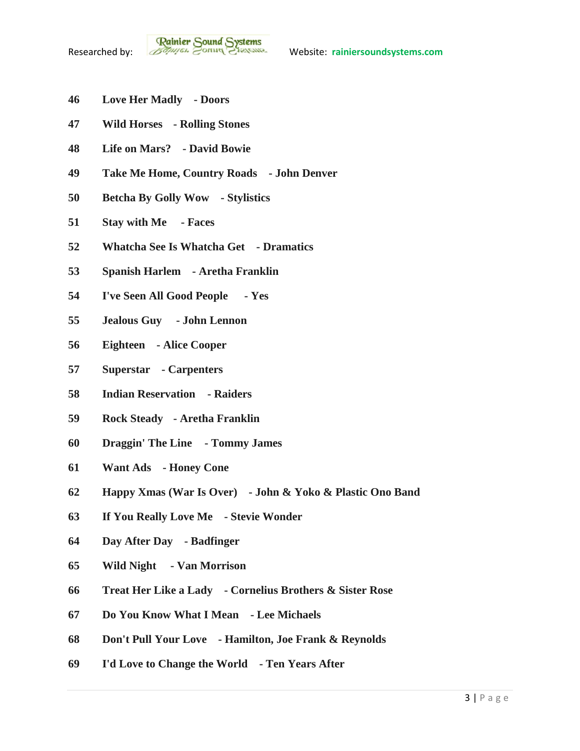**46 Love Her Madly - Doors**

**47 Wild Horses - Rolling Stones**

**48 Life on Mars? - David Bowie**

**49 Take Me Home, Country Roads - John Denver**

**50 Betcha By Golly Wow - Stylistics**

**51 Stay with Me - Faces**

**52 Whatcha See Is Whatcha Get - Dramatics**

**53 Spanish Harlem - Aretha Franklin**

**54 I've Seen All Good People - Yes**

**55 Jealous Guy - John Lennon**

**56 Eighteen - Alice Cooper**

**57 Superstar - Carpenters**

**58 Indian Reservation - Raiders**

**59 Rock Steady - Aretha Franklin**

**60 Draggin' The Line - Tommy James**

**61 Want Ads - Honey Cone**

**62 Happy Xmas (War Is Over) - John & Yoko & Plastic Ono Band**

**63 If You Really Love Me - Stevie Wonder**

**64 Day After Day - Badfinger**

**65 Wild Night - Van Morrison**

**66 Treat Her Like a Lady - Cornelius Brothers & Sister Rose**

**67 Do You Know What I Mean - Lee Michaels**

**68 Don't Pull Your Love - Hamilton, Joe Frank & Reynolds**

**69 I'd Love to Change the World - Ten Years After**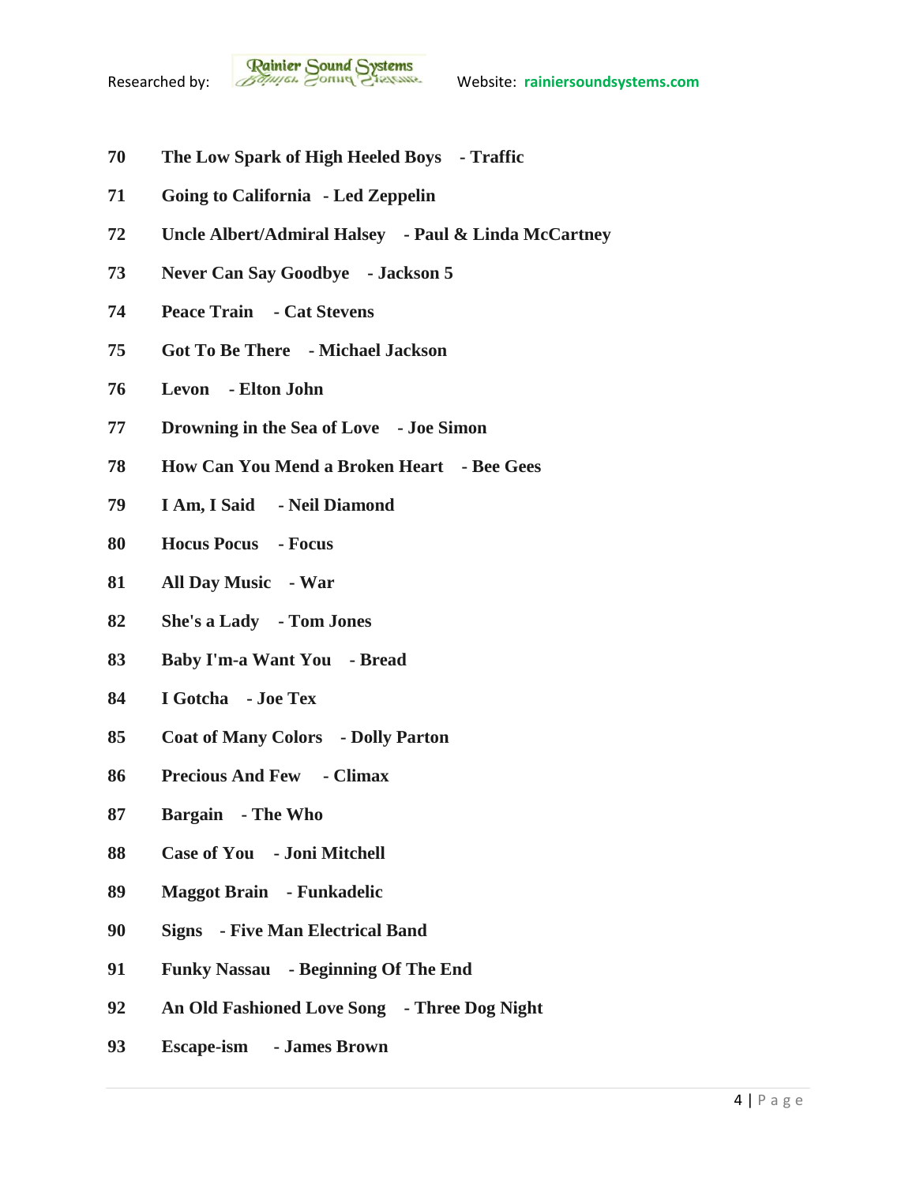**70 The Low Spark of High Heeled Boys - Traffic**

**71 Going to California - Led Zeppelin**

**72 Uncle Albert/Admiral Halsey - Paul & Linda McCartney**

**73 Never Can Say Goodbye - Jackson 5**

**74 Peace Train - Cat Stevens**

**75 Got To Be There - Michael Jackson**

**76 Levon - Elton John**

**77 Drowning in the Sea of Love - Joe Simon**

**78 How Can You Mend a Broken Heart - Bee Gees**

**79 I Am, I Said - Neil Diamond**

**80 Hocus Pocus - Focus**

**81 All Day Music - War**

**82 She's a Lady - Tom Jones**

**83 Baby I'm-a Want You - Bread**

**84 I Gotcha - Joe Tex**

**85 Coat of Many Colors - Dolly Parton**

**86 Precious And Few - Climax**

**87 Bargain - The Who**

**88 Case of You - Joni Mitchell**

**89 Maggot Brain - Funkadelic**

**90 Signs - Five Man Electrical Band**

**91 Funky Nassau - Beginning Of The End**

**92 An Old Fashioned Love Song - Three Dog Night**

**93 Escape-ism - James Brown**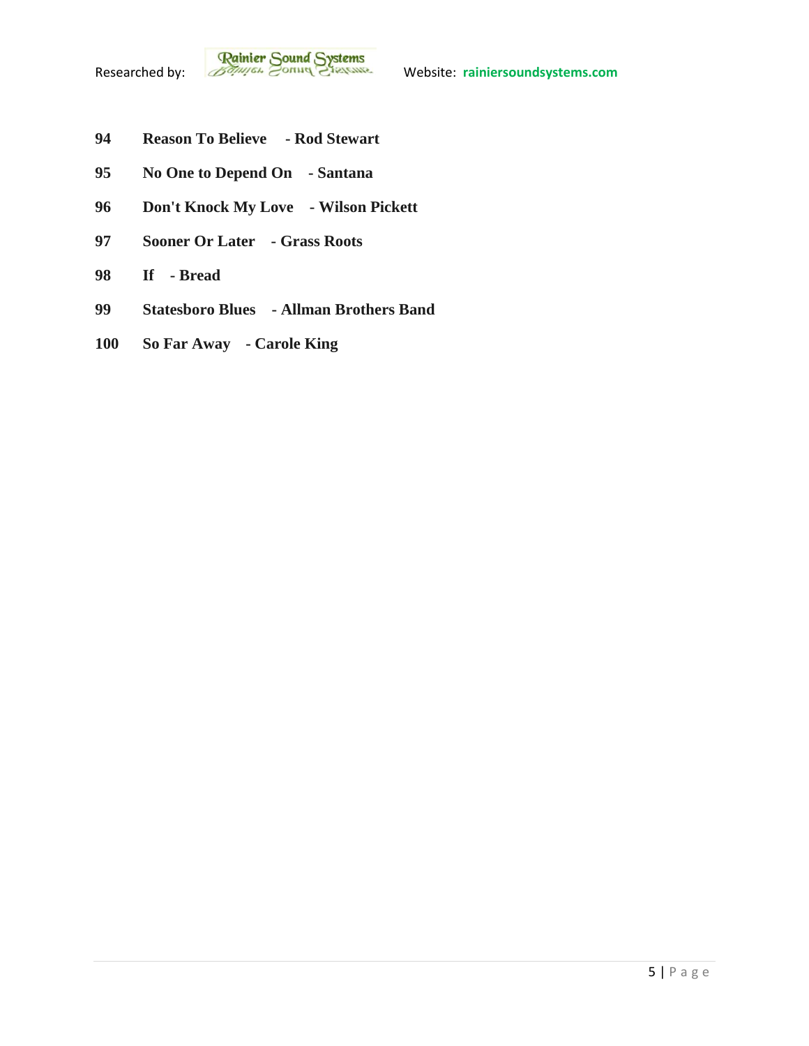**94 Reason To Believe - Rod Stewart**

**95 No One to Depend On - Santana**

**96 Don't Knock My Love - Wilson Pickett**

**97 Sooner Or Later - Grass Roots**

**98 If - Bread**

**99 Statesboro Blues - Allman Brothers Band**

**100 So Far Away - Carole King**